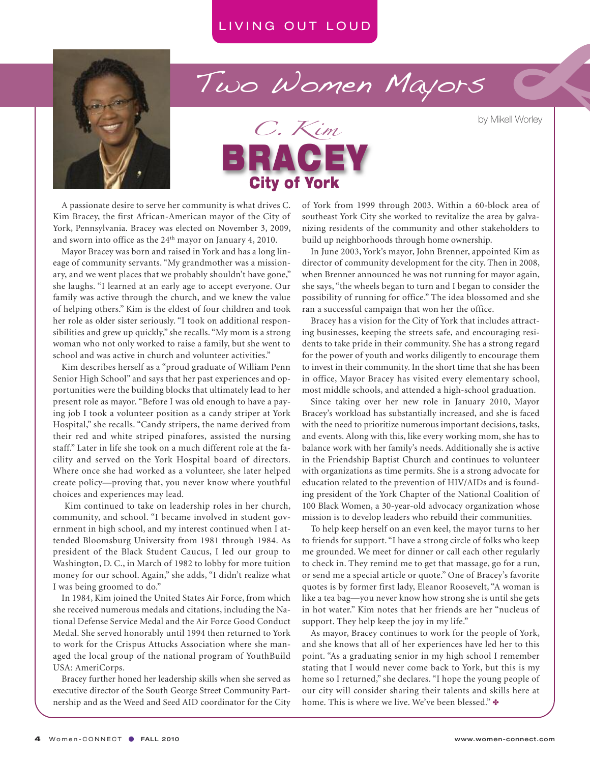LIVING OUT LOUD

# Two Women Mayors

by Mikell Worley

## C. Kim BRACEY
### City of York

A passionate desire to serve her community is what drives C. Kim Bracey, the first African-American mayor of the City of York, Pennsylvania. Bracey was elected on November 3, 2009, and sworn into office as the 24th mayor on January 4, 2010.

Mayor Bracey was born and raised in York and has a long lineage of community servants. "My grandmother was a missionary, and we went places that we probably shouldn't have gone," she laughs. "I learned at an early age to accept everyone. Our family was active through the church, and we knew the value of helping others." Kim is the eldest of four children and took her role as older sister seriously. "I took on additional responsibilities and grew up quickly," she recalls. "My mom is a strong woman who not only worked to raise a family, but she went to school and was active in church and volunteer activities."

Kim describes herself as a "proud graduate of William Penn Senior High School" and says that her past experiences and opportunities were the building blocks that ultimately lead to her present role as mayor. "Before I was old enough to have a paying job I took a volunteer position as a candy striper at York Hospital," she recalls. "Candy stripers, the name derived from their red and white striped pinafores, assisted the nursing staff." Later in life she took on a much different role at the facility and served on the York Hospital board of directors. Where once she had worked as a volunteer, she later helped create policy—proving that, you never know where youthful choices and experiences may lead.

Kim continued to take on leadership roles in her church, community, and school. "I became involved in student government in high school, and my interest continued when I attended Bloomsburg University from 1981 through 1984. As president of the Black Student Caucus, I led our group to Washington, D. C., in March of 1982 to lobby for more tuition money for our school. Again," she adds, "I didn't realize what I was being groomed to do."

In 1984, Kim joined the United States Air Force, from which she received numerous medals and citations, including the National Defense Service Medal and the Air Force Good Conduct Medal. She served honorably until 1994 then returned to York to work for the Crispus Attucks Association where she managed the local group of the national program of YouthBuild USA: AmeriCorps.

Bracey further honed her leadership skills when she served as executive director of the South George Street Community Partnership and as the Weed and Seed AID coordinator for the City of York from 1999 through 2003. Within a 60-block area of southeast York City she worked to revitalize the area by galvanizing residents of the community and other stakeholders to build up neighborhoods through home ownership.

In June 2003, York's mayor, John Brenner, appointed Kim as director of community development for the city. Then in 2008, when Brenner announced he was not running for mayor again, she says, "the wheels began to turn and I began to consider the possibility of running for office." The idea blossomed and she ran a successful campaign that won her the office.

Bracey has a vision for the City of York that includes attracting businesses, keeping the streets safe, and encouraging residents to take pride in their community. She has a strong regard for the power of youth and works diligently to encourage them to invest in their community. In the short time that she has been in office, Mayor Bracey has visited every elementary school, most middle schools, and attended a high-school graduation.

Since taking over her new role in January 2010, Mayor Bracey's workload has substantially increased, and she is faced with the need to prioritize numerous important decisions, tasks, and events. Along with this, like every working mom, she has to balance work with her family's needs. Additionally she is active in the Friendship Baptist Church and continues to volunteer with organizations as time permits. She is a strong advocate for education related to the prevention of HIV/AIDs and is founding president of the York Chapter of the National Coalition of 100 Black Women, a 30-year-old advocacy organization whose mission is to develop leaders who rebuild their communities.

To help keep herself on an even keel, the mayor turns to her to friends for support. "I have a strong circle of folks who keep me grounded. We meet for dinner or call each other regularly to check in. They remind me to get that massage, go for a run, or send me a special article or quote." One of Bracey's favorite quotes is by former first lady, Eleanor Roosevelt, "A woman is like a tea bag—you never know how strong she is until she gets in hot water." Kim notes that her friends are her "nucleus of support. They help keep the joy in my life."

As mayor, Bracey continues to work for the people of York, and she knows that all of her experiences have led her to this point. "As a graduating senior in my high school I remember stating that I would never come back to York, but this is my home so I returned," she declares. "I hope the young people of our city will consider sharing their talents and skills here at home. This is where we live. We've been blessed." ✤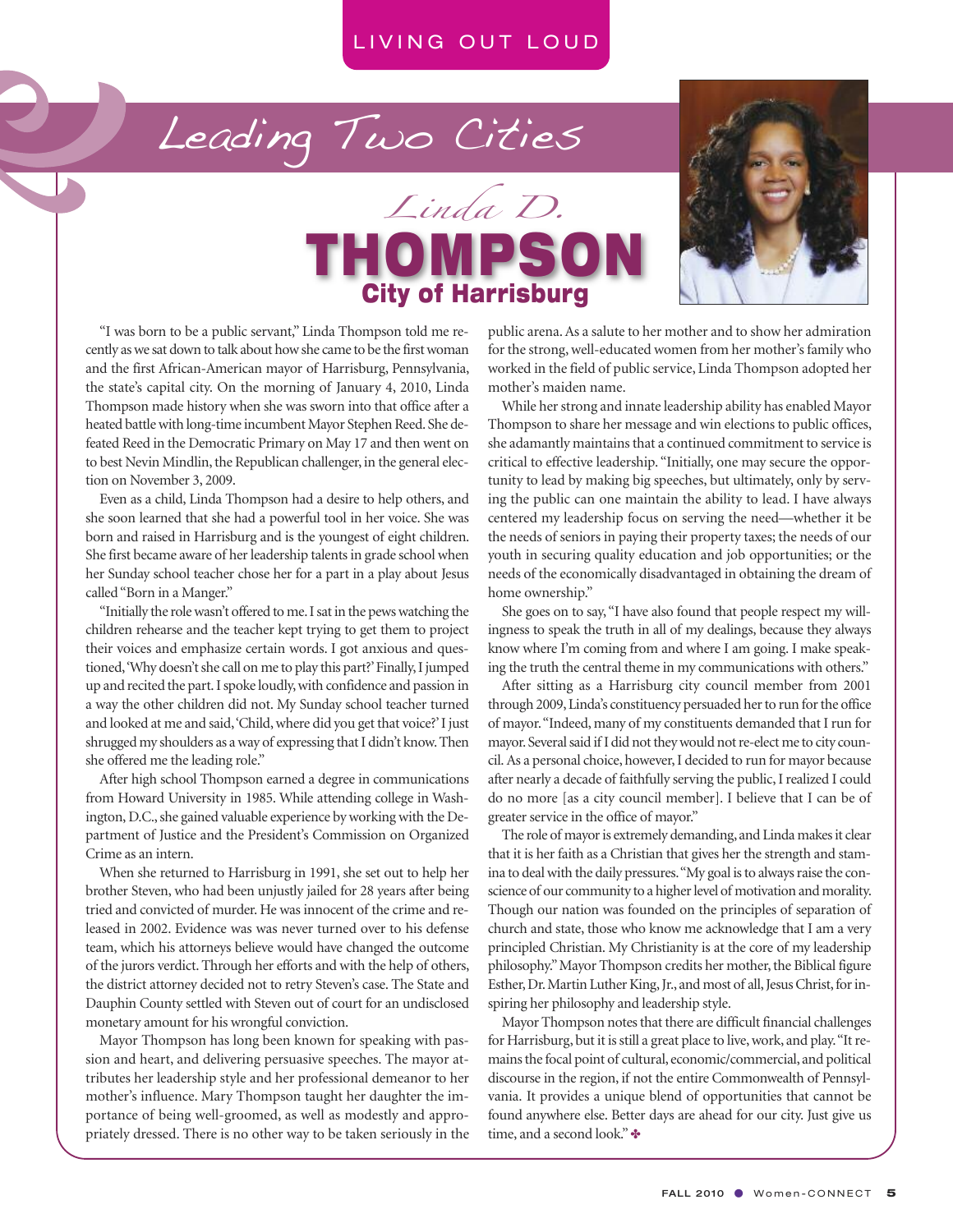LIVING OUT LOUD

# Leading Two Cities

## Linda D. THOMPSON

### City of Harrisburg

"I was born to be a public servant," Linda Thompson told me recently as we sat down to talk about how she came to be the first woman and the first African-American mayor of Harrisburg, Pennsylvania, the state's capital city. On the morning of January 4, 2010, Linda Thompson made history when she was sworn into that office after a heated battle with long-time incumbent Mayor Stephen Reed. She defeated Reed in the Democratic Primary on May 17 and then went on to best Nevin Mindlin, the Republican challenger, in the general election on November 3, 2009.

Even as a child, Linda Thompson had a desire to help others, and she soon learned that she had a powerful tool in her voice. She was born and raised in Harrisburg and is the youngest of eight children. She first became aware of her leadership talents in grade school when her Sunday school teacher chose her for a part in a play about Jesus called "Born in a Manger."

"Initially the role wasn't offered to me. I sat in the pews watching the children rehearse and the teacher kept trying to get them to project their voices and emphasize certain words. I got anxious and questioned, 'Why doesn't she call on me to play this part?' Finally, I jumped up and recited the part. I spoke loudly, with confidence and passion in a way the other children did not. My Sunday school teacher turned and looked at me and said, 'Child, where did you get that voice?' I just shrugged my shoulders as a way of expressing that I didn't know. Then she offered me the leading role."

After high school Thompson earned a degree in communications from Howard University in 1985. While attending college in Washington, D.C., she gained valuable experience by working with the Department of Justice and the President's Commission on Organized Crime as an intern.

When she returned to Harrisburg in 1991, she set out to help her brother Steven, who had been unjustly jailed for 28 years after being tried and convicted of murder. He was innocent of the crime and released in 2002. Evidence was was never turned over to his defense team, which his attorneys believe would have changed the outcome of the jurors verdict. Through her efforts and with the help of others, the district attorney decided not to retry Steven's case. The State and Dauphin County settled with Steven out of court for an undisclosed monetary amount for his wrongful conviction.

Mayor Thompson has long been known for speaking with passion and heart, and delivering persuasive speeches. The mayor attributes her leadership style and her professional demeanor to her mother's influence. Mary Thompson taught her daughter the importance of being well-groomed, as well as modestly and appropriately dressed. There is no other way to be taken seriously in the public arena. As a salute to her mother and to show her admiration for the strong, well-educated women from her mother's family who worked in the field of public service, Linda Thompson adopted her mother's maiden name.

While her strong and innate leadership ability has enabled Mayor Thompson to share her message and win elections to public offices, she adamantly maintains that a continued commitment to service is critical to effective leadership. "Initially, one may secure the opportunity to lead by making big speeches, but ultimately, only by serving the public can one maintain the ability to lead. I have always centered my leadership focus on serving the need—whether it be the needs of seniors in paying their property taxes; the needs of our youth in securing quality education and job opportunities; or the needs of the economically disadvantaged in obtaining the dream of home ownership."

She goes on to say, "I have also found that people respect my willingness to speak the truth in all of my dealings, because they always know where I'm coming from and where I am going. I make speaking the truth the central theme in my communications with others."

After sitting as a Harrisburg city council member from 2001 through 2009, Linda's constituency persuaded her to run for the office of mayor. "Indeed, many of my constituents demanded that I run for mayor. Several said if I did not they would not re-elect me to city council. As a personal choice, however, I decided to run for mayor because after nearly a decade of faithfully serving the public, I realized I could do no more [as a city council member]. I believe that I can be of greater service in the office of mayor."

The role of mayor is extremely demanding, and Linda makes it clear that it is her faith as a Christian that gives her the strength and stamina to deal with the daily pressures. "My goal is to always raise the conscience of our community to a higher level of motivation and morality. Though our nation was founded on the principles of separation of church and state, those who know me acknowledge that I am a very principled Christian. My Christianity is at the core of my leadership philosophy." Mayor Thompson credits her mother, the Biblical figure Esther, Dr. Martin Luther King, Jr., and most of all, Jesus Christ, for inspiring her philosophy and leadership style.

Mayor Thompson notes that there are difficult financial challenges for Harrisburg, but it is still a great place to live, work, and play. "It remains the focal point of cultural, economic/commercial, and political discourse in the region, if not the entire Commonwealth of Pennsylvania. It provides a unique blend of opportunities that cannot be found anywhere else. Better days are ahead for our city. Just give us time, and a second look." ✤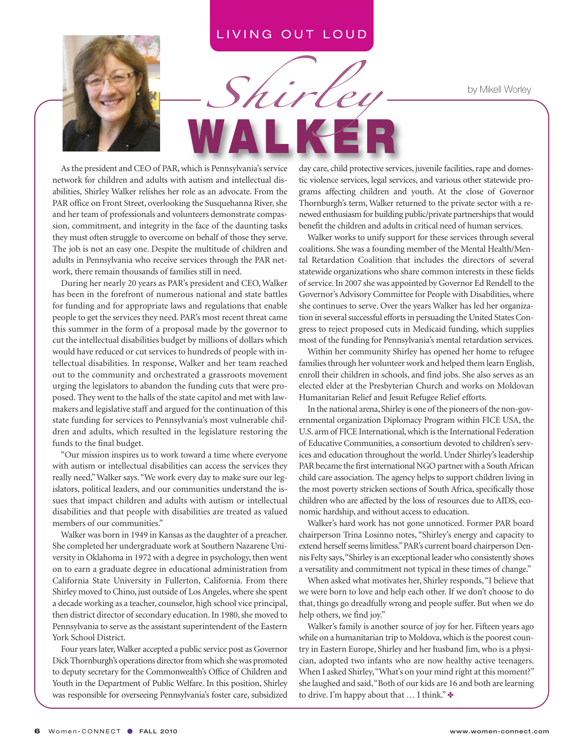LIVING OUT LOUD

# Shirley WALKER

by Mikell Worley

As the president and CEO of PAR, which is Pennsylvania's service network for children and adults with autism and intellectual disabilities, Shirley Walker relishes her role as an advocate. From the PAR office on Front Street, overlooking the Susquehanna River, she and her team of professionals and volunteers demonstrate compassion, commitment, and integrity in the face of the daunting tasks they must often struggle to overcome on behalf of those they serve. The job is not an easy one. Despite the multitude of children and adults in Pennsylvania who receive services through the PAR network, there remain thousands of families still in need.

During her nearly 20 years as PAR's president and CEO, Walker has been in the forefront of numerous national and state battles for funding and for appropriate laws and regulations that enable people to get the services they need. PAR's most recent threat came this summer in the form of a proposal made by the governor to cut the intellectual disabilities budget by millions of dollars which would have reduced or cut services to hundreds of people with intellectual disabilities. In response, Walker and her team reached out to the community and orchestrated a grassroots movement urging the legislators to abandon the funding cuts that were proposed. They went to the halls of the state capitol and met with lawmakers and legislative staff and argued for the continuation of this state funding for services to Pennsylvania's most vulnerable children and adults, which resulted in the legislature restoring the funds to the final budget.

"Our mission inspires us to work toward a time where everyone with autism or intellectual disabilities can access the services they really need," Walker says. "We work every day to make sure our legislators, political leaders, and our communities understand the issues that impact children and adults with autism or intellectual disabilities and that people with disabilities are treated as valued members of our communities."

Walker was born in 1949 in Kansas as the daughter of a preacher. She completed her undergraduate work at Southern Nazarene University in Oklahoma in 1972 with a degree in psychology, then went on to earn a graduate degree in educational administration from California State University in Fullerton, California. From there Shirley moved to Chino, just outside of Los Angeles, where she spent a decade working as a teacher, counselor, high school vice principal, then district director of secondary education. In 1980, she moved to Pennsylvania to serve as the assistant superintendent of the Eastern York School District.

Four years later, Walker accepted a public service post as Governor Dick Thornburgh's operations director from which she was promoted to deputy secretary for the Commonwealth's Office of Children and Youth in the Department of Public Welfare. In this position, Shirley was responsible for overseeing Pennsylvania's foster care, subsidized day care, child protective services, juvenile facilities, rape and domestic violence services, legal services, and various other statewide programs affecting children and youth. At the close of Governor Thornburgh's term, Walker returned to the private sector with a renewed enthusiasm for building public/private partnerships that would benefit the children and adults in critical need of human services.

Walker works to unify support for these services through several coalitions. She was a founding member of the Mental Health/Mental Retardation Coalition that includes the directors of several statewide organizations who share common interests in these fields of service. In 2007 she was appointed by Governor Ed Rendell to the Governor's Advisory Committee for People with Disabilities, where she continues to serve. Over the years Walker has led her organization in several successful efforts in persuading the United States Congress to reject proposed cuts in Medicaid funding, which supplies most of the funding for Pennsylvania's mental retardation services.

Within her community Shirley has opened her home to refugee families through her volunteer work and helped them learn English, enroll their children in schools, and find jobs. She also serves as an elected elder at the Presbyterian Church and works on Moldovan Humanitarian Relief and Jesuit Refugee Relief efforts.

In the national arena, Shirley is one of the pioneers of the non-governmental organization Diplomacy Program within FICE USA, the U.S. arm of FICE International, which is the International Federation of Educative Communities, a consortium devoted to children's services and education throughout the world. Under Shirley's leadership PAR became the first international NGO partner with a South African child care association. The agency helps to support children living in the most poverty stricken sections of South Africa, specifically those children who are affected by the loss of resources due to AIDS, economic hardship, and without access to education.

Walker's hard work has not gone unnoticed. Former PAR board chairperson Trina Losinno notes, "Shirley's energy and capacity to extend herself seems limitless." PAR's current board chairperson Dennis Felty says, "Shirley is an exceptional leader who consistently shows a versatility and commitment not typical in these times of change."

When asked what motivates her, Shirley responds, "I believe that we were born to love and help each other. If we don't choose to do that, things go dreadfully wrong and people suffer. But when we do help others, we find joy."

Walker's family is another source of joy for her. Fifteen years ago while on a humanitarian trip to Moldova, which is the poorest country in Eastern Europe, Shirley and her husband Jim, who is a physician, adopted two infants who are now healthy active teenagers. When I asked Shirley, "What's on your mind right at this moment?" she laughed and said, "Both of our kids are 16 and both are learning to drive. I'm happy about that … I think." ✤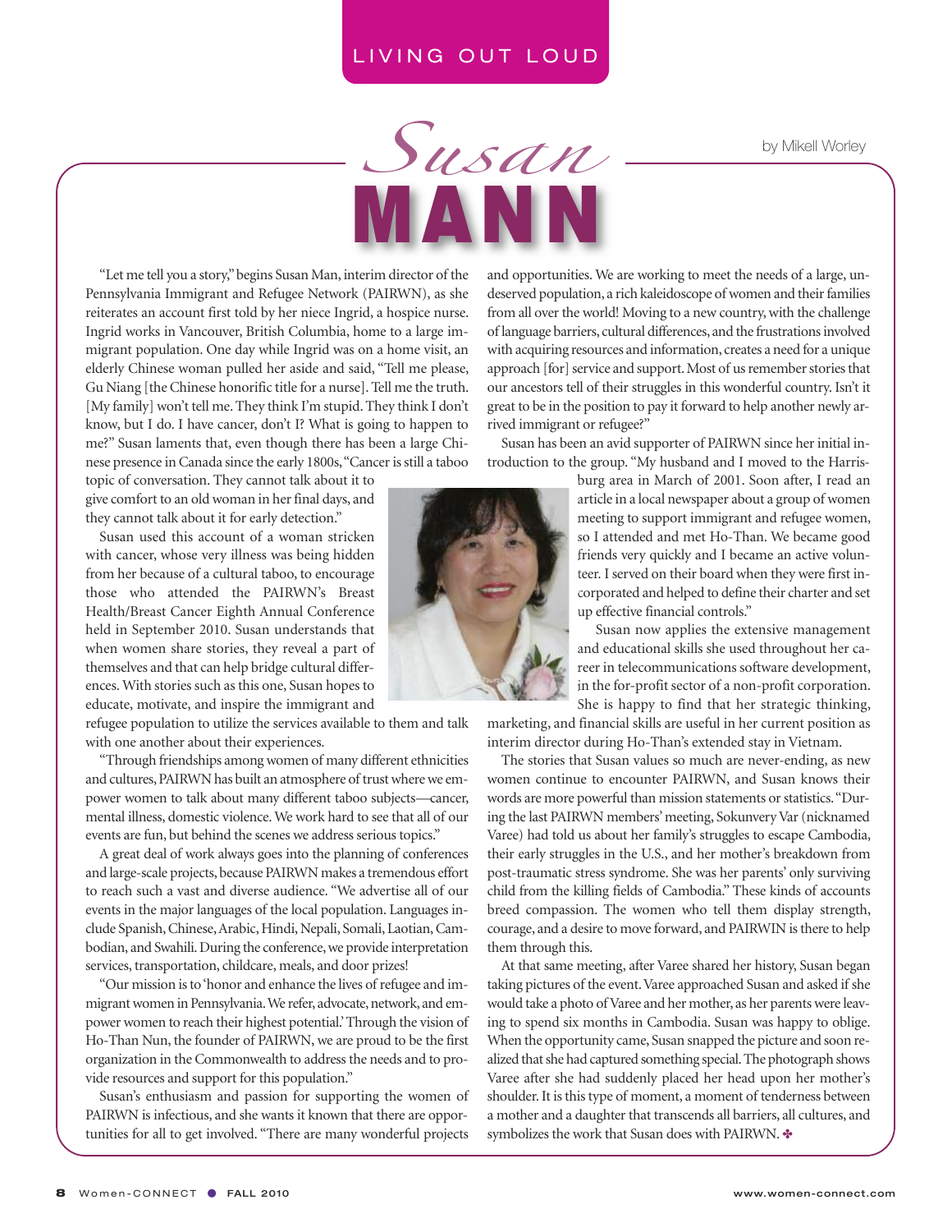LIVING OUT LOUD

# Susan MANN

by Mikell Worley

"Let me tell you a story," begins Susan Man, interim director of the Pennsylvania Immigrant and Refugee Network (PAIRWN), as she reiterates an account first told by her niece Ingrid, a hospice nurse. Ingrid works in Vancouver, British Columbia, home to a large immigrant population. One day while Ingrid was on a home visit, an elderly Chinese woman pulled her aside and said, "Tell me please, Gu Niang [the Chinese honorific title for a nurse]. Tell me the truth. [My family] won't tell me. They think I'm stupid. They think I don't know, but I do. I have cancer, don't I? What is going to happen to me?" Susan laments that, even though there has been a large Chinese presence in Canada since the early 1800s, "Cancer is still a taboo topic of conversation. They cannot talk about it to give comfort to an old woman in her final days, and they cannot talk about it for early detection."

Susan used this account of a woman stricken with cancer, whose very illness was being hidden from her because of a cultural taboo, to encourage those who attended the PAIRWN's Breast Health/Breast Cancer Eighth Annual Conference held in September 2010. Susan understands that when women share stories, they reveal a part of themselves and that can help bridge cultural differences. With stories such as this one, Susan hopes to educate, motivate, and inspire the immigrant and refugee population to utilize the services available to them and talk with one another about their experiences.

"Through friendships among women of many different ethnicities and cultures, PAIRWN has built an atmosphere of trust where we empower women to talk about many different taboo subjects—cancer, mental illness, domestic violence. We work hard to see that all of our events are fun, but behind the scenes we address serious topics."

A great deal of work always goes into the planning of conferences and large-scale projects, because PAIRWN makes a tremendous effort to reach such a vast and diverse audience. "We advertise all of our events in the major languages of the local population. Languages include Spanish, Chinese, Arabic, Hindi, Nepali, Somali, Laotian, Cambodian, and Swahili. During the conference, we provide interpretation services, transportation, childcare, meals, and door prizes!

"Our mission is to 'honor and enhance the lives of refugee and immigrant women in Pennsylvania. We refer, advocate, network, and empower women to reach their highest potential.' Through the vision of Ho-Than Nun, the founder of PAIRWN, we are proud to be the first organization in the Commonwealth to address the needs and to provide resources and support for this population."

Susan's enthusiasm and passion for supporting the women of PAIRWN is infectious, and she wants it known that there are opportunities for all to get involved. "There are many wonderful projects and opportunities. We are working to meet the needs of a large, undeserved population, a rich kaleidoscope of women and their families from all over the world! Moving to a new country, with the challenge of language barriers, cultural differences, and the frustrations involved with acquiring resources and information, creates a need for a unique approach [for] service and support. Most of us remember stories that our ancestors tell of their struggles in this wonderful country. Isn't it great to be in the position to pay it forward to help another newly arrived immigrant or refugee?"

Susan has been an avid supporter of PAIRWN since her initial introduction to the group. "My husband and I moved to the Harrisburg area in March of 2001. Soon after, I read an article in a local newspaper about a group of women meeting to support immigrant and refugee women, so I attended and met Ho-Than. We became good friends very quickly and I became an active volunteer. I served on their board when they were first incorporated and helped to define their charter and set up effective financial controls."

Susan now applies the extensive management and educational skills she used throughout her career in telecommunications software development, in the for-profit sector of a non-profit corporation. She is happy to find that her strategic thinking, marketing, and financial skills are useful in her current position as interim director during Ho-Than's extended stay in Vietnam.

The stories that Susan values so much are never-ending, as new women continue to encounter PAIRWN, and Susan knows their words are more powerful than mission statements or statistics. "During the last PAIRWN members' meeting, Sokunvery Var (nicknamed Varee) had told us about her family's struggles to escape Cambodia, their early struggles in the U.S., and her mother's breakdown from post-traumatic stress syndrome. She was her parents' only surviving child from the killing fields of Cambodia." These kinds of accounts breed compassion. The women who tell them display strength, courage, and a desire to move forward, and PAIRWIN is there to help them through this.

At that same meeting, after Varee shared her history, Susan began taking pictures of the event. Varee approached Susan and asked if she would take a photo of Varee and her mother, as her parents were leaving to spend six months in Cambodia. Susan was happy to oblige. When the opportunity came, Susan snapped the picture and soon realized that she had captured something special. The photograph shows Varee after she had suddenly placed her head upon her mother's shoulder. It is this type of moment, a moment of tenderness between a mother and a daughter that transcends all barriers, all cultures, and symbolizes the work that Susan does with PAIRWN. ✤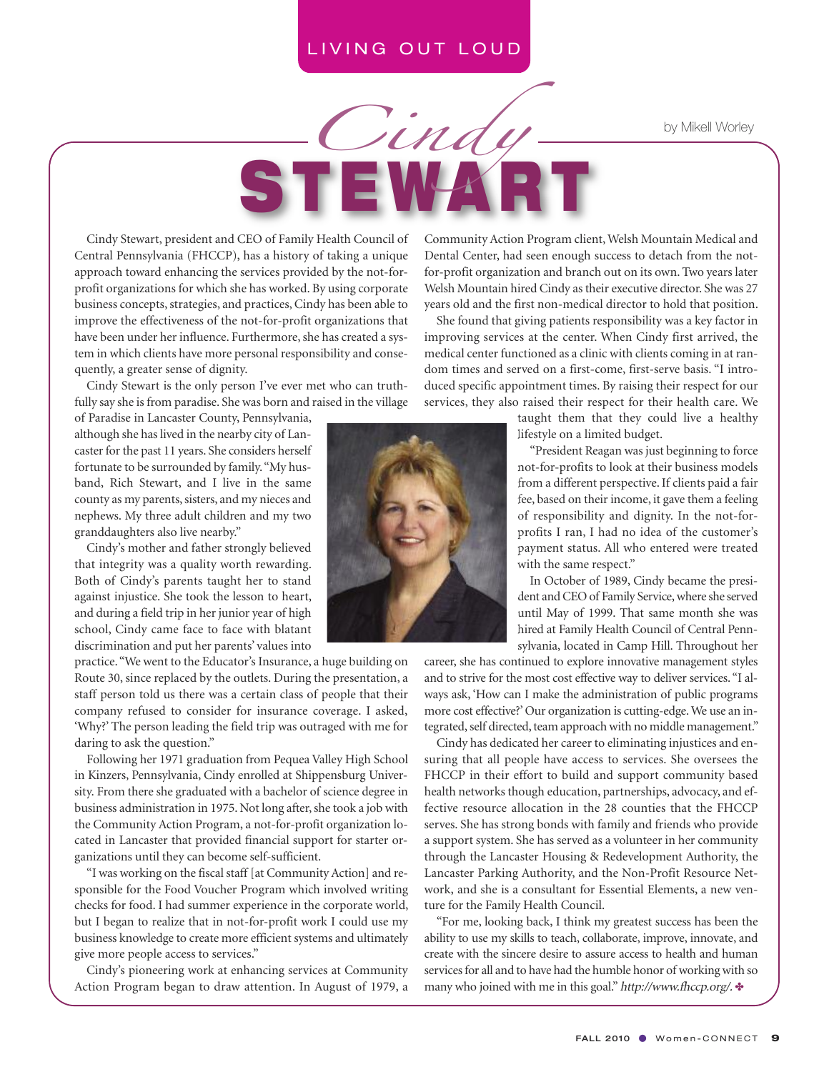LIVING OUT LOUD

# Cindy STEWART

by Mikell Worley

Cindy Stewart, president and CEO of Family Health Council of Central Pennsylvania (FHCCP), has a history of taking a unique approach toward enhancing the services provided by the not-for-profit organizations for which she has worked. By using corporate business concepts, strategies, and practices, Cindy has been able to improve the effectiveness of the not-for-profit organizations that have been under her influence. Furthermore, she has created a system in which clients have more personal responsibility and consequently, a greater sense of dignity.

Cindy Stewart is the only person I've ever met who can truthfully say she is from paradise. She was born and raised in the village of Paradise in Lancaster County, Pennsylvania, although she has lived in the nearby city of Lancaster for the past 11 years. She considers herself fortunate to be surrounded by family. "My husband, Rich Stewart, and I live in the same county as my parents, sisters, and my nieces and nephews. My three adult children and my two granddaughters also live nearby."

Cindy's mother and father strongly believed that integrity was a quality worth rewarding. Both of Cindy's parents taught her to stand against injustice. She took the lesson to heart, and during a field trip in her junior year of high school, Cindy came face to face with blatant discrimination and put her parents' values into practice. "We went to the Educator's Insurance, a huge building on Route 30, since replaced by the outlets. During the presentation, a staff person told us there was a certain class of people that their company refused to consider for insurance coverage. I asked, 'Why?' The person leading the field trip was outraged with me for daring to ask the question."

Following her 1971 graduation from Pequea Valley High School in Kinzers, Pennsylvania, Cindy enrolled at Shippensburg University. From there she graduated with a bachelor of science degree in business administration in 1975. Not long after, she took a job with the Community Action Program, a not-for-profit organization located in Lancaster that provided financial support for starter organizations until they can become self-sufficient.

"I was working on the fiscal staff [at Community Action] and responsible for the Food Voucher Program which involved writing checks for food. I had summer experience in the corporate world, but I began to realize that in not-for-profit work I could use my business knowledge to create more efficient systems and ultimately give more people access to services."

Cindy's pioneering work at enhancing services at Community Action Program began to draw attention. In August of 1979, a Community Action Program client, Welsh Mountain Medical and Dental Center, had seen enough success to detach from the not-for-profit organization and branch out on its own. Two years later Welsh Mountain hired Cindy as their executive director. She was 27 years old and the first non-medical director to hold that position.

She found that giving patients responsibility was a key factor in improving services at the center. When Cindy first arrived, the medical center functioned as a clinic with clients coming in at random times and served on a first-come, first-serve basis. "I introduced specific appointment times. By raising their respect for our services, they also raised their respect for their health care. We taught them that they could live a healthy lifestyle on a limited budget.

"President Reagan was just beginning to force not-for-profits to look at their business models from a different perspective. If clients paid a fair fee, based on their income, it gave them a feeling of responsibility and dignity. In the not-for-profits I ran, I had no idea of the customer's payment status. All who entered were treated with the same respect."

In October of 1989, Cindy became the president and CEO of Family Service, where she served until May of 1999. That same month she was hired at Family Health Council of Central Pennsylvania, located in Camp Hill. Throughout her career, she has continued to explore innovative management styles and to strive for the most cost effective way to deliver services. "I always ask, 'How can I make the administration of public programs more cost effective?' Our organization is cutting-edge. We use an integrated, self directed, team approach with no middle management."

Cindy has dedicated her career to eliminating injustices and ensuring that all people have access to services. She oversees the FHCCP in their effort to build and support community based health networks though education, partnerships, advocacy, and effective resource allocation in the 28 counties that the FHCCP serves. She has strong bonds with family and friends who provide a support system. She has served as a volunteer in her community through the Lancaster Housing & Redevelopment Authority, the Lancaster Parking Authority, and the Non-Profit Resource Network, and she is a consultant for Essential Elements, a new venture for the Family Health Council.

"For me, looking back, I think my greatest success has been the ability to use my skills to teach, collaborate, improve, innovate, and create with the sincere desire to assure access to health and human services for all and to have had the humble honor of working with so many who joined with me in this goal." *http://www.fhccp.org/.* ✤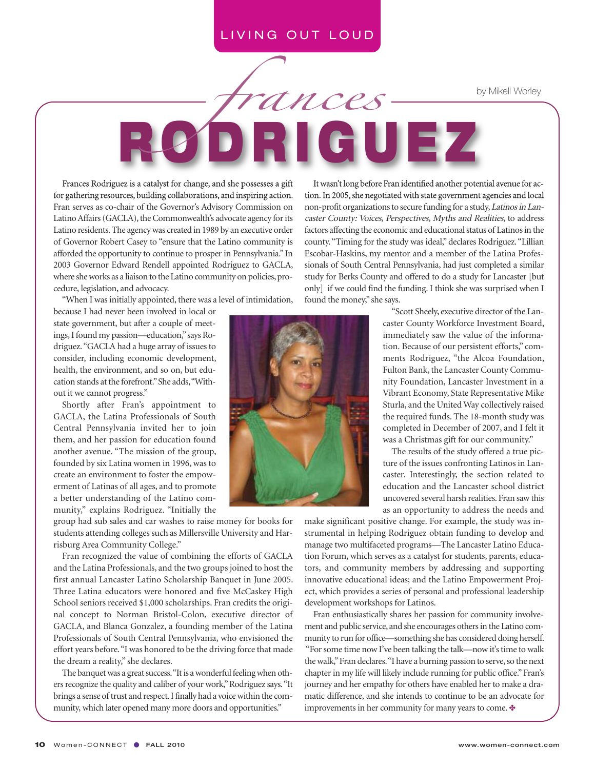LIVING OUT LOUD

# *frances* RODRIGUEZ

by Mikell Worley

Frances Rodriguez is a catalyst for change, and she possesses a gift for gathering resources, building collaborations, and inspiring action. Fran serves as co-chair of the Governor's Advisory Commission on Latino Affairs (GACLA), the Commonwealth's advocate agency for its Latino residents. The agency was created in 1989 by an executive order of Governor Robert Casey to "ensure that the Latino community is afforded the opportunity to continue to prosper in Pennsylvania." In 2003 Governor Edward Rendell appointed Rodriguez to GACLA, where she works as a liaison to the Latino community on policies, procedure, legislation, and advocacy.

"When I was initially appointed, there was a level of intimidation, because I had never been involved in local or state government, but after a couple of meetings, I found my passion—education," says Rodriguez. "GACLA had a huge array of issues to consider, including economic development, health, the environment, and so on, but education stands at the forefront." She adds, "Without it we cannot progress."

Shortly after Fran's appointment to GACLA, the Latina Professionals of South Central Pennsylvania invited her to join them, and her passion for education found another avenue. "The mission of the group, founded by six Latina women in 1996, was to create an environment to foster the empowerment of Latinas of all ages, and to promote a better understanding of the Latino community," explains Rodriguez. "Initially the group had sub sales and car washes to raise money for books for students attending colleges such as Millersville University and Harrisburg Area Community College."

Fran recognized the value of combining the efforts of GACLA and the Latina Professionals, and the two groups joined to host the first annual Lancaster Latino Scholarship Banquet in June 2005. Three Latina educators were honored and five McCaskey High School seniors received $1,000 scholarships. Fran credits the original concept to Norman Bristol-Colon, executive director of GACLA, and Blanca Gonzalez, a founding member of the Latina Professionals of South Central Pennsylvania, who envisioned the effort years before. "I was honored to be the driving force that made the dream a reality," she declares.

The banquet was a great success. "It is a wonderful feeling when others recognize the quality and caliber of your work," Rodriguez says. "It brings a sense of trust and respect. I finally had a voice within the community, which later opened many more doors and opportunities."

It wasn't long before Fran identified another potential avenue for action. In 2005, she negotiated with state government agencies and local non-profit organizations to secure funding for a study, *Latinos in Lancaster County: Voices, Perspectives, Myths and Realities*, to address factors affecting the economic and educational status of Latinos in the county. "Timing for the study was ideal," declares Rodriguez. "Lillian Escobar-Haskins, my mentor and a member of the Latina Professionals of South Central Pennsylvania, had just completed a similar study for Berks County and offered to do a study for Lancaster [but only] if we could find the funding. I think she was surprised when I found the money," she says.

"Scott Sheely, executive director of the Lancaster County Workforce Investment Board, immediately saw the value of the information. Because of our persistent efforts," comments Rodriguez, "the Alcoa Foundation, Fulton Bank, the Lancaster County Community Foundation, Lancaster Investment in a Vibrant Economy, State Representative Mike Sturla, and the United Way collectively raised the required funds. The 18-month study was completed in December of 2007, and I felt it was a Christmas gift for our community."

The results of the study offered a true picture of the issues confronting Latinos in Lancaster. Interestingly, the section related to education and the Lancaster school district uncovered several harsh realities. Fran saw this as an opportunity to address the needs and make significant positive change. For example, the study was instrumental in helping Rodriguez obtain funding to develop and manage two multifaceted programs—The Lancaster Latino Education Forum, which serves as a catalyst for students, parents, educators, and community members by addressing and supporting innovative educational ideas; and the Latino Empowerment Project, which provides a series of personal and professional leadership development workshops for Latinos.

Fran enthusiastically shares her passion for community involvement and public service, and she encourages others in the Latino community to run for office—something she has considered doing herself. "For some time now I've been talking the talk—now it's time to walk the walk," Fran declares. "I have a burning passion to serve, so the next chapter in my life will likely include running for public office." Fran's journey and her empathy for others have enabled her to make a dramatic difference, and she intends to continue to be an advocate for improvements in her community for many years to come. ✤